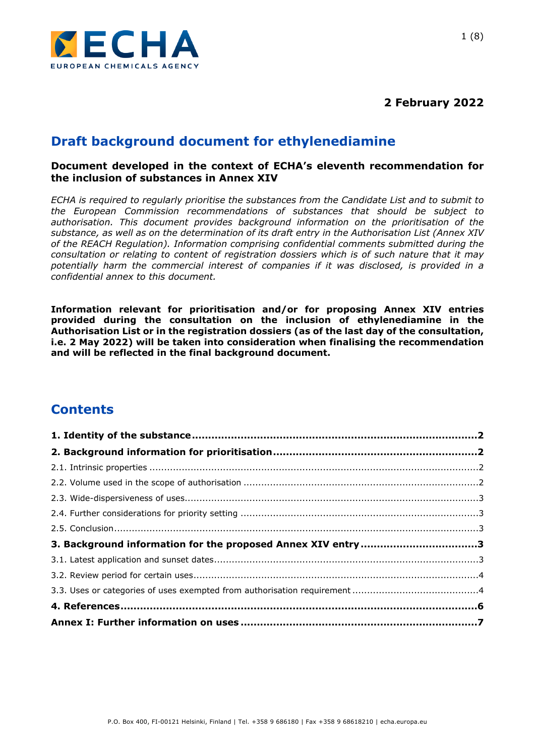**2 February 2022**

# Draft background document for ethylenediamine

**Document developed in the context of ECHA's eleventh recommendation for the inclusion of substances in Annex XIV**

*ECHA is required to regularly prioritise the substances from the Candidate List and to submit to the European Commission recommendations of substances that should be subject to authorisation. This document provides background information on the prioritisation of the substance, as well as on the determination of its draft entry in the Authorisation List (Annex XIV of the REACH Regulation). Information comprising confidential comments submitted during the consultation or relating to content of registration dossiers which is of such nature that it may potentially harm the commercial interest of companies if it was disclosed, is provided in a confidential annex to this document.*

**Information relevant for prioritisation and/or for proposing Annex XIV entries provided during the consultation on the inclusion of ethylenediamine in the Authorisation List or in the registration dossiers (as of the last day of the consultation, i.e. 2 May 2022) will be taken into consideration when finalising the recommendation and will be reflected in the final background document.**

## Contents

**1. Identity of the substance ........ 2**

**2. Background information for prioritisation ........ 2**

2.1. Intrinsic properties ........ 2

2.2. Volume used in the scope of authorisation ........ 2

2.3. Wide-dispersiveness of uses ........ 3

2.4. Further considerations for priority setting ........ 3

2.5. Conclusion ........ 3

**3. Background information for the proposed Annex XIV entry ........ 3**

3.1. Latest application and sunset dates ........ 3

3.2. Review period for certain uses ........ 4

3.3. Uses or categories of uses exempted from authorisation requirement ........ 4

**4. References ........ 6**

**Annex I: Further information on uses ........ 7**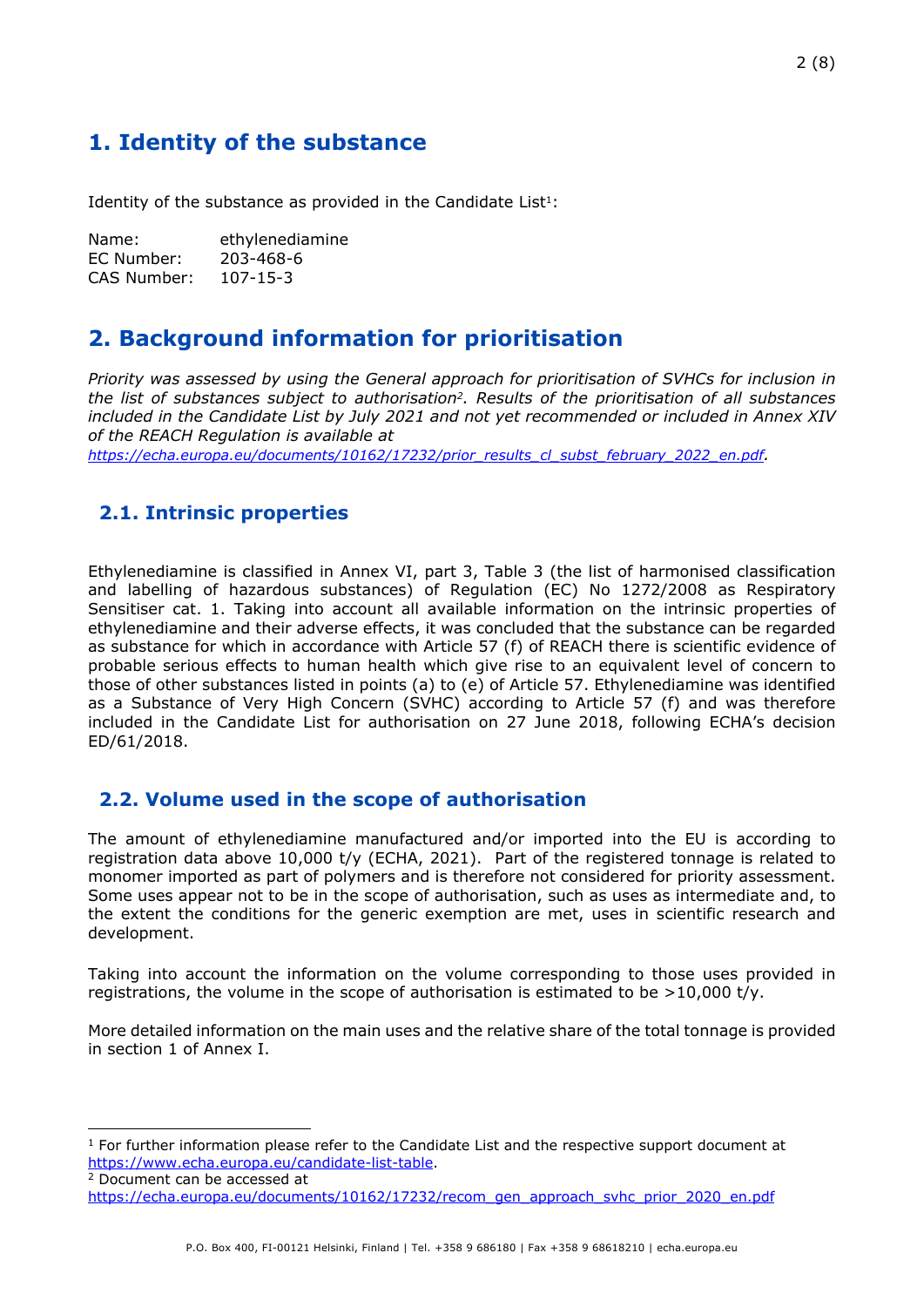# 1. Identity of the substance

Identity of the substance as provided in the Candidate List[1]:

Name: ethylenediamine
EC Number: 203-468-6
CAS Number: 107-15-3

# 2. Background information for prioritisation

*Priority was assessed by using the General approach for prioritisation of SVHCs for inclusion in the list of substances subject to authorisation[2]. Results of the prioritisation of all substances included in the Candidate List by July 2021 and not yet recommended or included in Annex XIV of the REACH Regulation is available at [https://echa.europa.eu/documents/10162/17232/prior_results_cl_subst_february_2022_en.pdf](https://echa.europa.eu/documents/10162/17232/prior_results_cl_subst_february_2022_en.pdf).*

## 2.1. Intrinsic properties

Ethylenediamine is classified in Annex VI, part 3, Table 3 (the list of harmonised classification and labelling of hazardous substances) of Regulation (EC) No 1272/2008 as Respiratory Sensitiser cat. 1. Taking into account all available information on the intrinsic properties of ethylenediamine and their adverse effects, it was concluded that the substance can be regarded as substance for which in accordance with Article 57 (f) of REACH there is scientific evidence of probable serious effects to human health which give rise to an equivalent level of concern to those of other substances listed in points (a) to (e) of Article 57. Ethylenediamine was identified as a Substance of Very High Concern (SVHC) according to Article 57 (f) and was therefore included in the Candidate List for authorisation on 27 June 2018, following ECHA's decision ED/61/2018.

## 2.2. Volume used in the scope of authorisation

The amount of ethylenediamine manufactured and/or imported into the EU is according to registration data above 10,000 t/y (ECHA, 2021). Part of the registered tonnage is related to monomer imported as part of polymers and is therefore not considered for priority assessment. Some uses appear not to be in the scope of authorisation, such as uses as intermediate and, to the extent the conditions for the generic exemption are met, uses in scientific research and development.

Taking into account the information on the volume corresponding to those uses provided in registrations, the volume in the scope of authorisation is estimated to be >10,000 t/y.

More detailed information on the main uses and the relative share of the total tonnage is provided in section 1 of Annex I.

---

[1] For further information please refer to the Candidate List and the respective support document at [https://www.echa.europa.eu/candidate-list-table](https://www.echa.europa.eu/candidate-list-table).

[2] Document can be accessed at [https://echa.europa.eu/documents/10162/17232/recom_gen_approach_svhc_prior_2020_en.pdf](https://echa.europa.eu/documents/10162/17232/recom_gen_approach_svhc_prior_2020_en.pdf)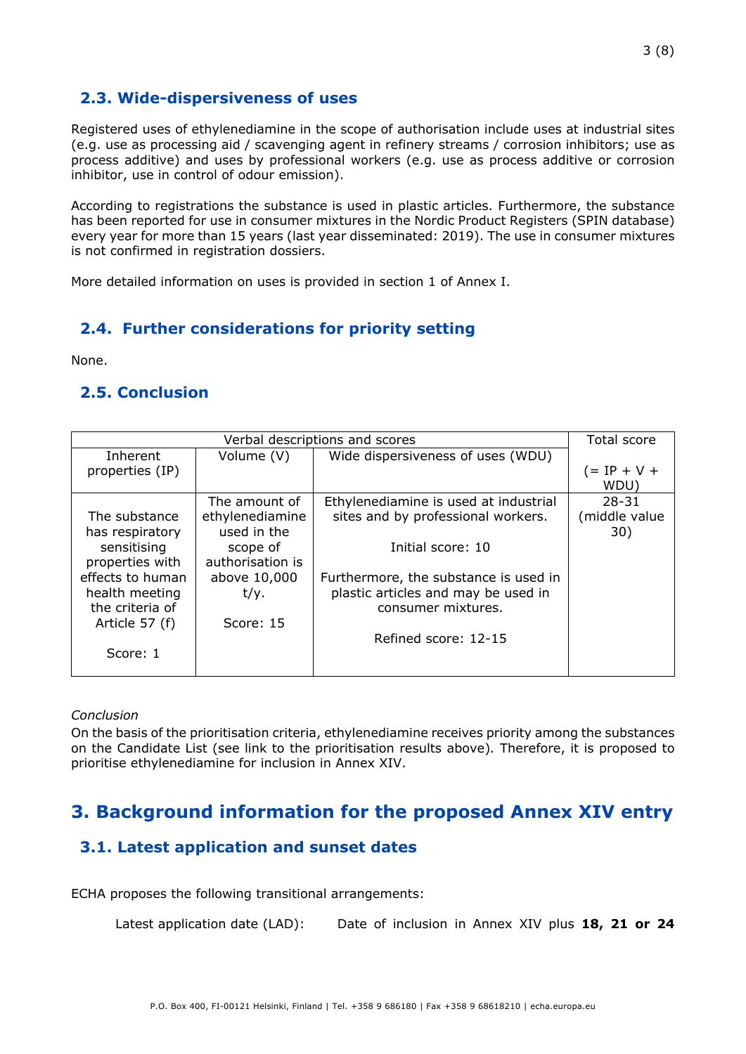## 2.3. Wide-dispersiveness of uses

Registered uses of ethylenediamine in the scope of authorisation include uses at industrial sites (e.g. use as processing aid / scavenging agent in refinery streams / corrosion inhibitors; use as process additive) and uses by professional workers (e.g. use as process additive or corrosion inhibitor, use in control of odour emission).

According to registrations the substance is used in plastic articles. Furthermore, the substance has been reported for use in consumer mixtures in the Nordic Product Registers (SPIN database) every year for more than 15 years (last year disseminated: 2019). The use in consumer mixtures is not confirmed in registration dossiers.

More detailed information on uses is provided in section 1 of Annex I.

## 2.4. Further considerations for priority setting

None.

## 2.5. Conclusion

| Verbal descriptions and scores | | | Total score |
|---|---|---|---|
| Inherent properties (IP) | Volume (V) | Wide dispersiveness of uses (WDU) | (= IP + V + WDU) |
| The substance has respiratory sensitising properties with effects to human health meeting the criteria of Article 57 (f)<br><br>Score: 1 | The amount of ethylenediamine used in the scope of authorisation is above 10,000 t/y.<br><br>Score: 15 | Ethylenediamine is used at industrial sites and by professional workers.<br><br>Initial score: 10<br><br>Furthermore, the substance is used in plastic articles and may be used in consumer mixtures.<br><br>Refined score: 12-15 | 28-31 (middle value 30) |

*Conclusion*

On the basis of the prioritisation criteria, ethylenediamine receives priority among the substances on the Candidate List (see link to the prioritisation results above). Therefore, it is proposed to prioritise ethylenediamine for inclusion in Annex XIV.

# 3. Background information for the proposed Annex XIV entry

## 3.1. Latest application and sunset dates

ECHA proposes the following transitional arrangements:

Latest application date (LAD): Date of inclusion in Annex XIV plus **18, 21 or 24**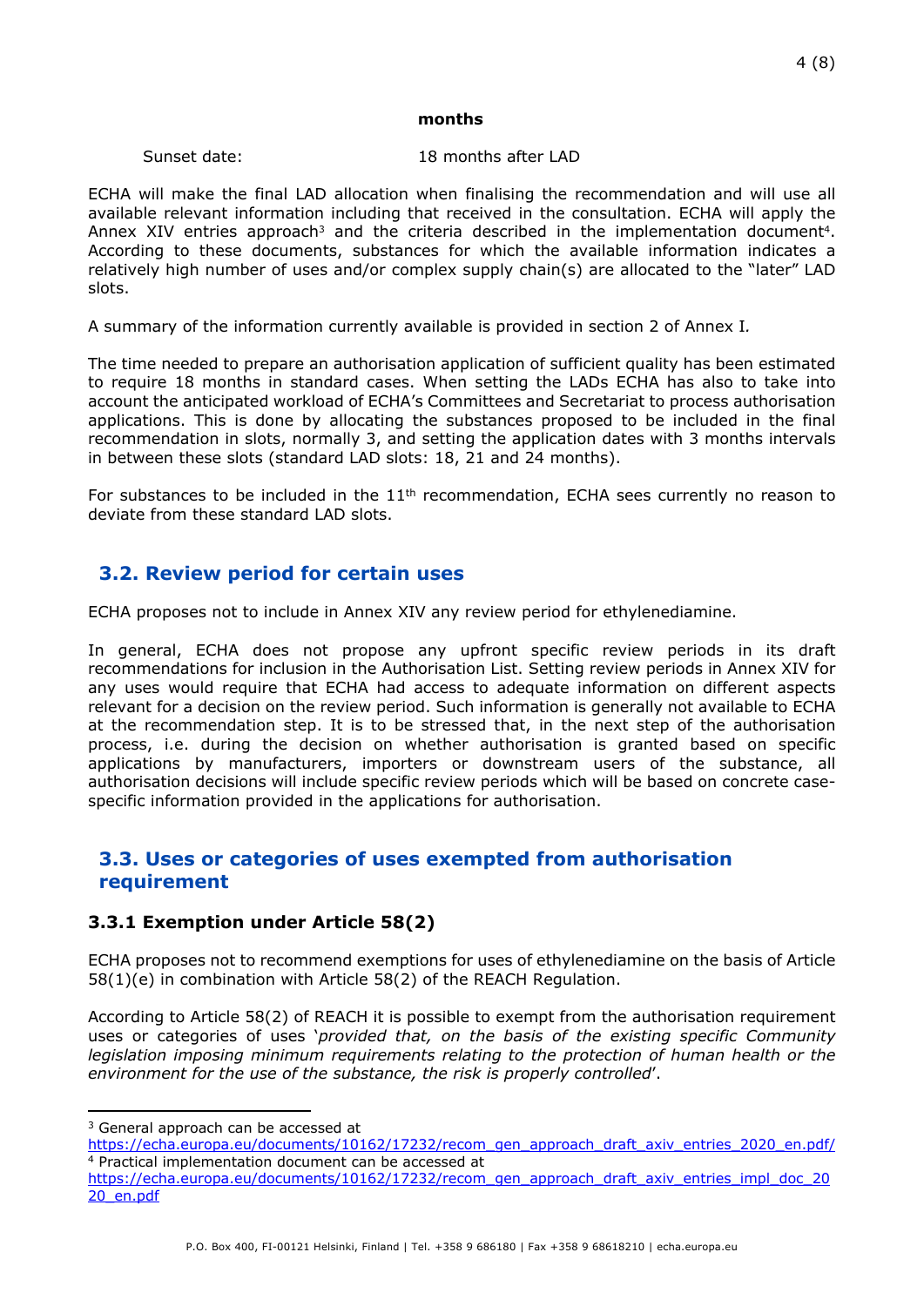| | **months** |
|---|---|
| Sunset date: | 18 months after LAD |

ECHA will make the final LAD allocation when finalising the recommendation and will use all available relevant information including that received in the consultation. ECHA will apply the Annex XIV entries approach[3] and the criteria described in the implementation document[4]. According to these documents, substances for which the available information indicates a relatively high number of uses and/or complex supply chain(s) are allocated to the "later" LAD slots.

A summary of the information currently available is provided in section 2 of Annex I.

The time needed to prepare an authorisation application of sufficient quality has been estimated to require 18 months in standard cases. When setting the LADs ECHA has also to take into account the anticipated workload of ECHA's Committees and Secretariat to process authorisation applications. This is done by allocating the substances proposed to be included in the final recommendation in slots, normally 3, and setting the application dates with 3 months intervals in between these slots (standard LAD slots: 18, 21 and 24 months).

For substances to be included in the 11th recommendation, ECHA sees currently no reason to deviate from these standard LAD slots.

## 3.2. Review period for certain uses

ECHA proposes not to include in Annex XIV any review period for ethylenediamine.

In general, ECHA does not propose any upfront specific review periods in its draft recommendations for inclusion in the Authorisation List. Setting review periods in Annex XIV for any uses would require that ECHA had access to adequate information on different aspects relevant for a decision on the review period. Such information is generally not available to ECHA at the recommendation step. It is to be stressed that, in the next step of the authorisation process, i.e. during the decision on whether authorisation is granted based on specific applications by manufacturers, importers or downstream users of the substance, all authorisation decisions will include specific review periods which will be based on concrete case-specific information provided in the applications for authorisation.

## 3.3. Uses or categories of uses exempted from authorisation requirement

### 3.3.1 Exemption under Article 58(2)

ECHA proposes not to recommend exemptions for uses of ethylenediamine on the basis of Article 58(1)(e) in combination with Article 58(2) of the REACH Regulation.

According to Article 58(2) of REACH it is possible to exempt from the authorisation requirement uses or categories of uses '*provided that, on the basis of the existing specific Community legislation imposing minimum requirements relating to the protection of human health or the environment for the use of the substance, the risk is properly controlled*'.

---

[3] General approach can be accessed at https://echa.europa.eu/documents/10162/17232/recom_gen_approach_draft_axiv_entries_2020_en.pdf/

[4] Practical implementation document can be accessed at https://echa.europa.eu/documents/10162/17232/recom_gen_approach_draft_axiv_entries_impl_doc_2020_en.pdf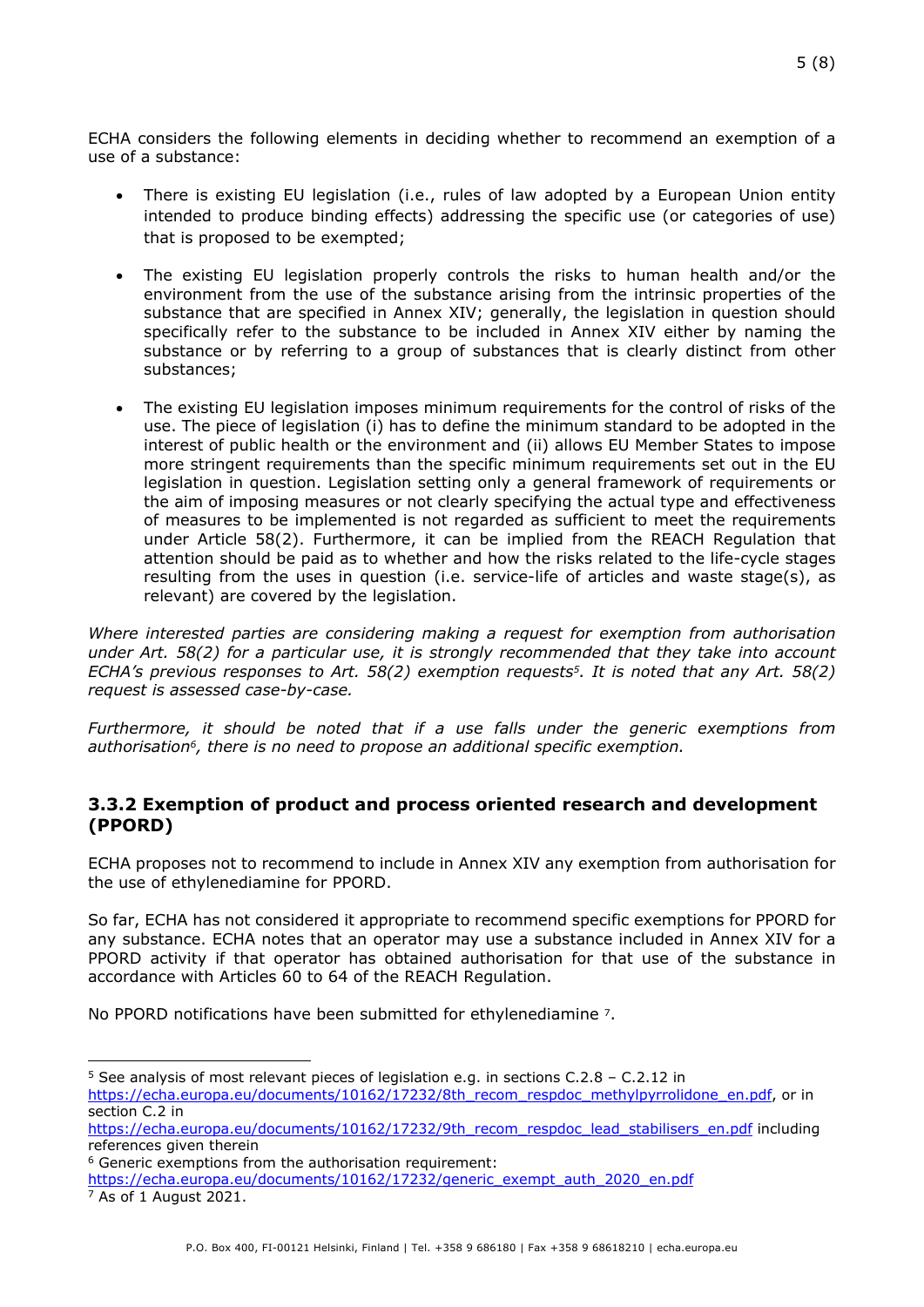ECHA considers the following elements in deciding whether to recommend an exemption of a use of a substance:

- There is existing EU legislation (i.e., rules of law adopted by a European Union entity intended to produce binding effects) addressing the specific use (or categories of use) that is proposed to be exempted;

- The existing EU legislation properly controls the risks to human health and/or the environment from the use of the substance arising from the intrinsic properties of the substance that are specified in Annex XIV; generally, the legislation in question should specifically refer to the substance to be included in Annex XIV either by naming the substance or by referring to a group of substances that is clearly distinct from other substances;

- The existing EU legislation imposes minimum requirements for the control of risks of the use. The piece of legislation (i) has to define the minimum standard to be adopted in the interest of public health or the environment and (ii) allows EU Member States to impose more stringent requirements than the specific minimum requirements set out in the EU legislation in question. Legislation setting only a general framework of requirements or the aim of imposing measures or not clearly specifying the actual type and effectiveness of measures to be implemented is not regarded as sufficient to meet the requirements under Article 58(2). Furthermore, it can be implied from the REACH Regulation that attention should be paid as to whether and how the risks related to the life-cycle stages resulting from the uses in question (i.e. service-life of articles and waste stage(s), as relevant) are covered by the legislation.

*Where interested parties are considering making a request for exemption from authorisation under Art. 58(2) for a particular use, it is strongly recommended that they take into account ECHA's previous responses to Art. 58(2) exemption requests[5]. It is noted that any Art. 58(2) request is assessed case-by-case.*

*Furthermore, it should be noted that if a use falls under the generic exemptions from authorisation[6], there is no need to propose an additional specific exemption.*

### 3.3.2 Exemption of product and process oriented research and development (PPORD)

ECHA proposes not to recommend to include in Annex XIV any exemption from authorisation for the use of ethylenediamine for PPORD.

So far, ECHA has not considered it appropriate to recommend specific exemptions for PPORD for any substance. ECHA notes that an operator may use a substance included in Annex XIV for a PPORD activity if that operator has obtained authorisation for that use of the substance in accordance with Articles 60 to 64 of the REACH Regulation.

No PPORD notifications have been submitted for ethylenediamine [7].

---

[5] See analysis of most relevant pieces of legislation e.g. in sections C.2.8 – C.2.12 in https://echa.europa.eu/documents/10162/17232/8th_recom_respdoc_methylpyrrolidone_en.pdf, or in section C.2 in https://echa.europa.eu/documents/10162/17232/9th_recom_respdoc_lead_stabilisers_en.pdf including references given therein

[6] Generic exemptions from the authorisation requirement: https://echa.europa.eu/documents/10162/17232/generic_exempt_auth_2020_en.pdf

[7] As of 1 August 2021.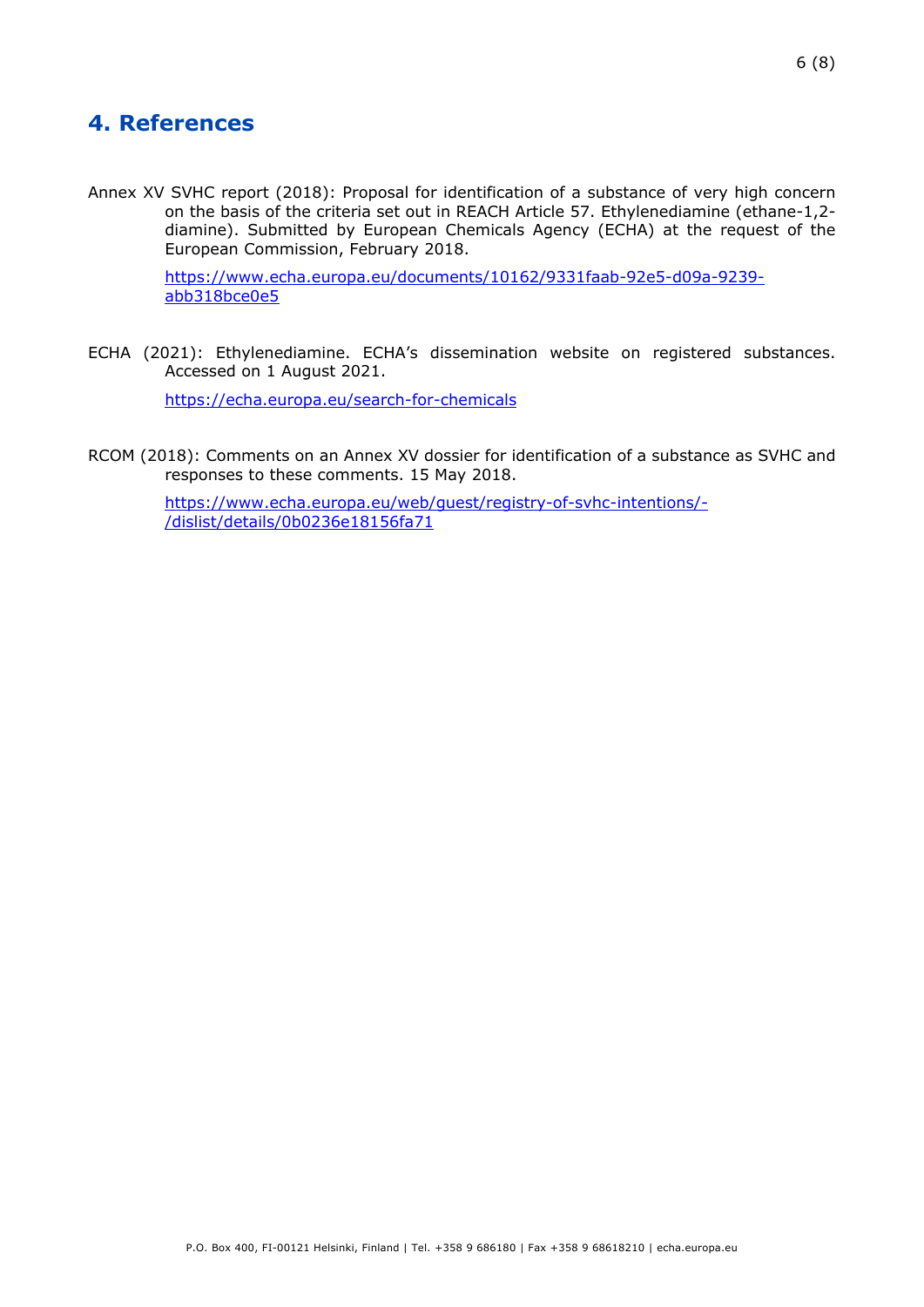# 4. References

Annex XV SVHC report (2018): Proposal for identification of a substance of very high concern on the basis of the criteria set out in REACH Article 57. Ethylenediamine (ethane-1,2-diamine). Submitted by European Chemicals Agency (ECHA) at the request of the European Commission, February 2018.

https://www.echa.europa.eu/documents/10162/9331faab-92e5-d09a-9239-abb318bce0e5

ECHA (2021): Ethylenediamine. ECHA's dissemination website on registered substances. Accessed on 1 August 2021.

https://echa.europa.eu/search-for-chemicals

RCOM (2018): Comments on an Annex XV dossier for identification of a substance as SVHC and responses to these comments. 15 May 2018.

https://www.echa.europa.eu/web/guest/registry-of-svhc-intentions/-/dislist/details/0b0236e18156fa71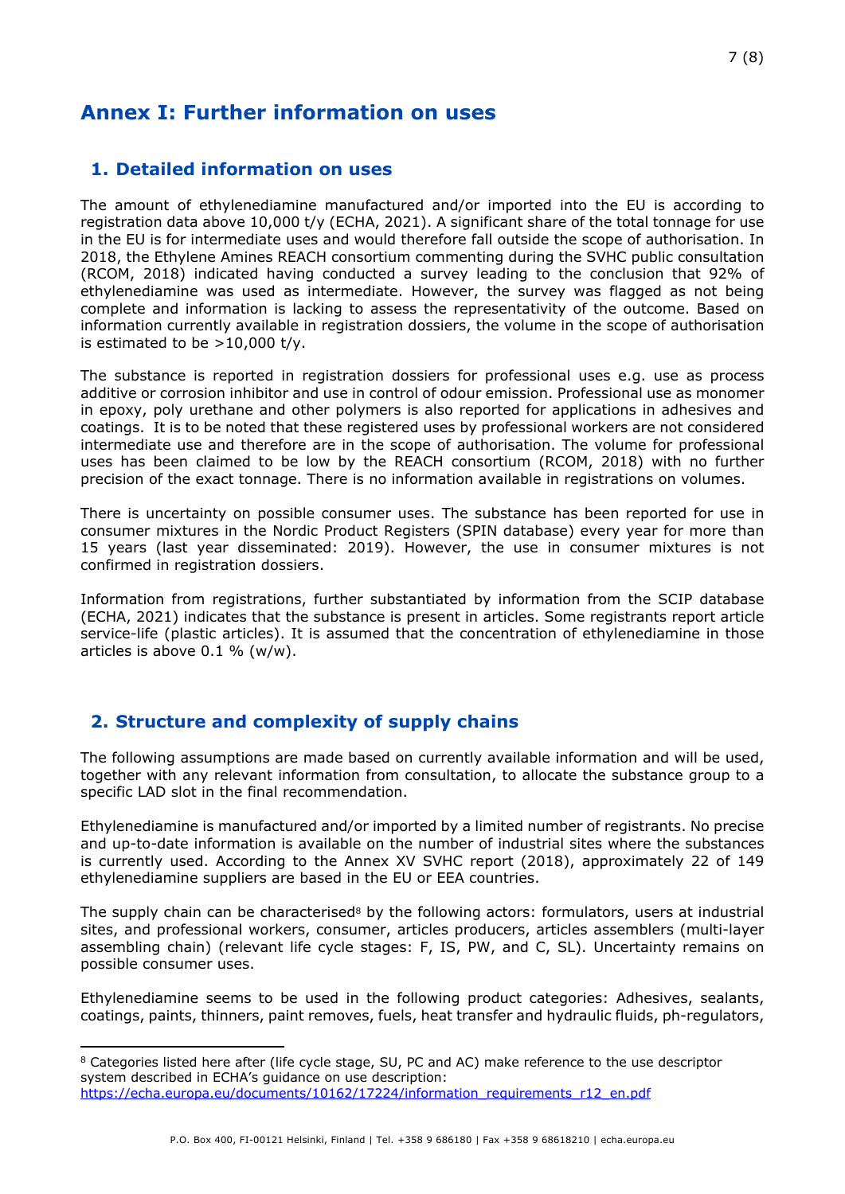# Annex I: Further information on uses

## 1. Detailed information on uses

The amount of ethylenediamine manufactured and/or imported into the EU is according to registration data above 10,000 t/y (ECHA, 2021). A significant share of the total tonnage for use in the EU is for intermediate uses and would therefore fall outside the scope of authorisation. In 2018, the Ethylene Amines REACH consortium commenting during the SVHC public consultation (RCOM, 2018) indicated having conducted a survey leading to the conclusion that 92% of ethylenediamine was used as intermediate. However, the survey was flagged as not being complete and information is lacking to assess the representativity of the outcome. Based on information currently available in registration dossiers, the volume in the scope of authorisation is estimated to be >10,000 t/y.

The substance is reported in registration dossiers for professional uses e.g. use as process additive or corrosion inhibitor and use in control of odour emission. Professional use as monomer in epoxy, poly urethane and other polymers is also reported for applications in adhesives and coatings. It is to be noted that these registered uses by professional workers are not considered intermediate use and therefore are in the scope of authorisation. The volume for professional uses has been claimed to be low by the REACH consortium (RCOM, 2018) with no further precision of the exact tonnage. There is no information available in registrations on volumes.

There is uncertainty on possible consumer uses. The substance has been reported for use in consumer mixtures in the Nordic Product Registers (SPIN database) every year for more than 15 years (last year disseminated: 2019). However, the use in consumer mixtures is not confirmed in registration dossiers.

Information from registrations, further substantiated by information from the SCIP database (ECHA, 2021) indicates that the substance is present in articles. Some registrants report article service-life (plastic articles). It is assumed that the concentration of ethylenediamine in those articles is above 0.1 % (w/w).

## 2. Structure and complexity of supply chains

The following assumptions are made based on currently available information and will be used, together with any relevant information from consultation, to allocate the substance group to a specific LAD slot in the final recommendation.

Ethylenediamine is manufactured and/or imported by a limited number of registrants. No precise and up-to-date information is available on the number of industrial sites where the substances is currently used. According to the Annex XV SVHC report (2018), approximately 22 of 149 ethylenediamine suppliers are based in the EU or EEA countries.

The supply chain can be characterised[8] by the following actors: formulators, users at industrial sites, and professional workers, consumer, articles producers, articles assemblers (multi-layer assembling chain) (relevant life cycle stages: F, IS, PW, and C, SL). Uncertainty remains on possible consumer uses.

Ethylenediamine seems to be used in the following product categories: Adhesives, sealants, coatings, paints, thinners, paint removes, fuels, heat transfer and hydraulic fluids, ph-regulators,

[8] Categories listed here after (life cycle stage, SU, PC and AC) make reference to the use descriptor system described in ECHA's guidance on use description: https://echa.europa.eu/documents/10162/17224/information_requirements_r12_en.pdf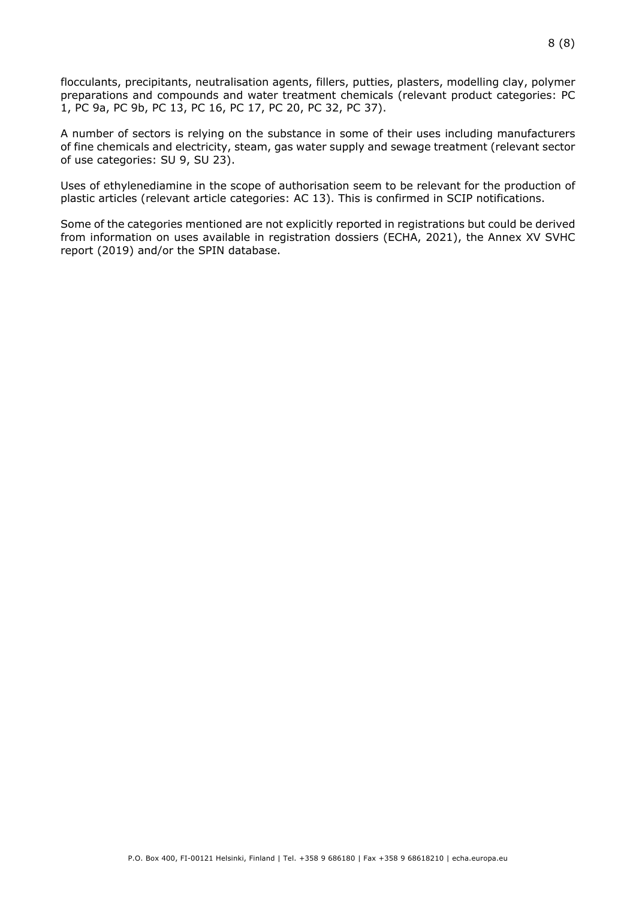flocculants, precipitants, neutralisation agents, fillers, putties, plasters, modelling clay, polymer preparations and compounds and water treatment chemicals (relevant product categories: PC 1, PC 9a, PC 9b, PC 13, PC 16, PC 17, PC 20, PC 32, PC 37).

A number of sectors is relying on the substance in some of their uses including manufacturers of fine chemicals and electricity, steam, gas water supply and sewage treatment (relevant sector of use categories: SU 9, SU 23).

Uses of ethylenediamine in the scope of authorisation seem to be relevant for the production of plastic articles (relevant article categories: AC 13). This is confirmed in SCIP notifications.

Some of the categories mentioned are not explicitly reported in registrations but could be derived from information on uses available in registration dossiers (ECHA, 2021), the Annex XV SVHC report (2019) and/or the SPIN database.